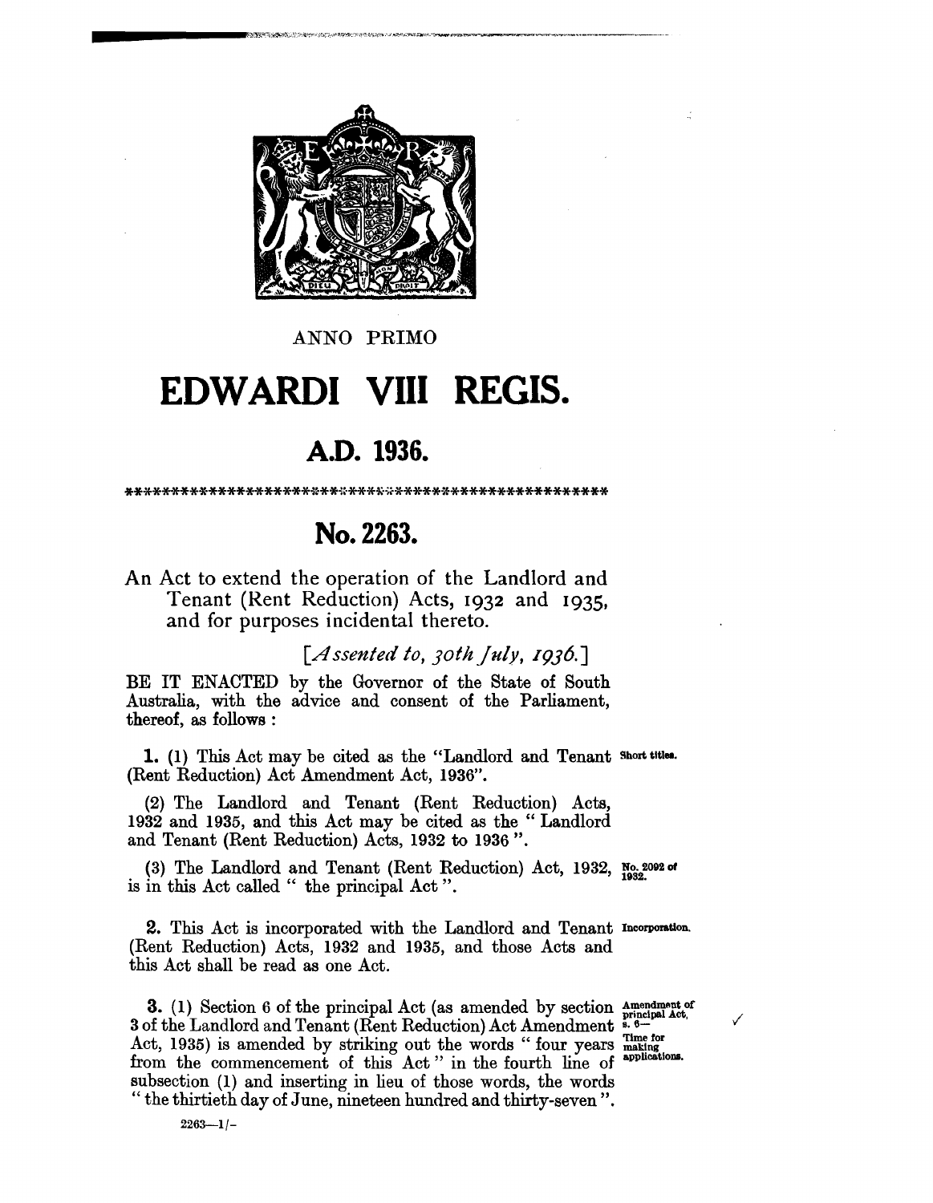ANNO PRIMO

# EDWARDI VIII REGIS.

## A.D. 1936.

\*\*\*\*\*\*\*\*\*\*\*\*\*\*\*\*\*\*\*\*\*\*\*\*\*\*\*\*\*\*\*\*\*\*\*\*\*\*\*\*\*\*\*\*\*\*\*\*

## No. 2263.

An Act to extend the operation of the Landlord and Tenant (Rent Reduction) Acts, 1932 and 1935, and for purposes incidental thereto.

[*Assented to, 30th July, 1936.*]

BE IT ENACTED by the Governor of the State of South Australia, with the advice and consent of the Parliament, thereof, as follows :

**1.** (1) This Act may be cited as the "Landlord and Tenant (Rent Reduction) Act Amendment Act, 1936". *Short titles.*

(2) The Landlord and Tenant (Rent Reduction) Acts, 1932 and 1935, and this Act may be cited as the " Landlord and Tenant (Rent Reduction) Acts, 1932 to 1936 ".

(3) The Landlord and Tenant (Rent Reduction) Act, 1932, is in this Act called " the principal Act ". *No. 2092 of 1932.*

**2.** This Act is incorporated with the Landlord and Tenant (Rent Reduction) Acts, 1932 and 1935, and those Acts and this Act shall be read as one Act. *Incorporation.*

**3.** (1) Section 6 of the principal Act (as amended by section 3 of the Landlord and Tenant (Rent Reduction) Act Amendment Act, 1935) is amended by striking out the words " four years from the commencement of this Act " in the fourth line of subsection (1) and inserting in lieu of those words, the words " the thirtieth day of June, nineteen hundred and thirty-seven ". *Amendment of principal Act, s. 6— Time for making applications.*

2263—1/-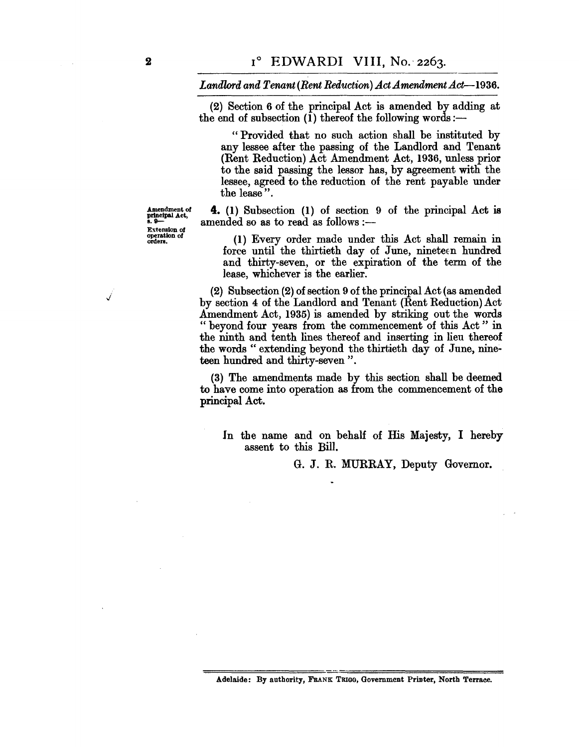(2) Section 6 of the principal Act is amended by adding at the end of subsection (1) thereof the following words:—

"Provided that no such action shall be instituted by any lessee after the passing of the Landlord and Tenant (Rent Reduction) Act Amendment Act, 1936, unless prior to the said passing the lessor has, by agreement with the lessee, agreed to the reduction of the rent payable under the lease".

Amendment of principal Act, s. 9— Extension of operation of orders.

**4.** (1) Subsection (1) of section 9 of the principal Act is amended so as to read as follows:—

(1) Every order made under this Act shall remain in force until the thirtieth day of June, nineteen hundred and thirty-seven, or the expiration of the term of the lease, whichever is the earlier.

(2) Subsection (2) of section 9 of the principal Act (as amended by section 4 of the Landlord and Tenant (Rent Reduction) Act Amendment Act, 1935) is amended by striking out the words "beyond four years from the commencement of this Act" in the ninth and tenth lines thereof and inserting in lieu thereof the words "extending beyond the thirtieth day of June, nineteen hundred and thirty-seven".

(3) The amendments made by this section shall be deemed to have come into operation as from the commencement of the principal Act.

In the name and on behalf of His Majesty, I hereby assent to this Bill.

G. J. R. MURRAY, Deputy Governor.

Adelaide: By authority, FRANK TRIGG, Government Printer, North Terrace.